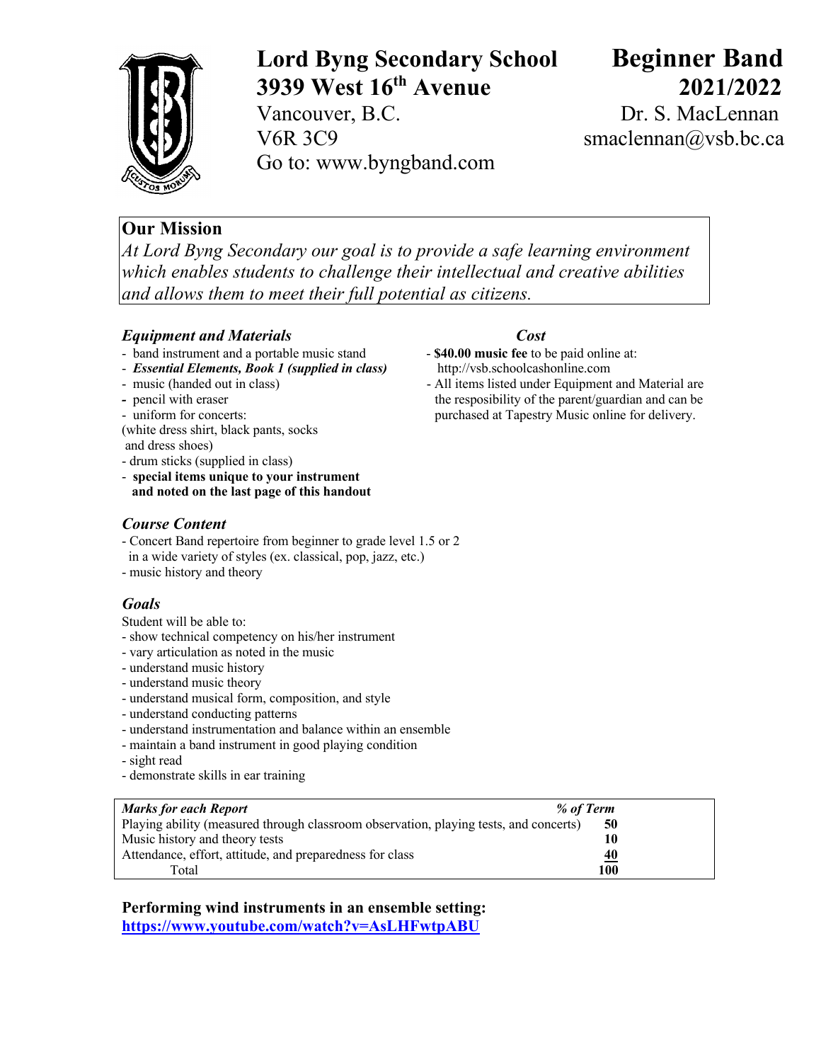# Lord Byng Secondary School
# 3939 West 16th Avenue

Vancouver, B.C.
V6R 3C9
Go to: www.byngband.com

# Beginner Band
# 2021/2022

Dr. S. MacLennan
smaclennan@vsb.bc.ca

## Our Mission

*At Lord Byng Secondary our goal is to provide a safe learning environment which enables students to challenge their intellectual and creative abilities and allows them to meet their full potential as citizens.*

### *Equipment and Materials*

- band instrument and a portable music stand
- ***Essential Elements, Book 1 (supplied in class)***
- music (handed out in class)
- pencil with eraser
- uniform for concerts:
(white dress shirt, black pants, socks and dress shoes)
- drum sticks (supplied in class)
- **special items unique to your instrument and noted on the last page of this handout**

### *Cost*

- **$40.00 music fee** to be paid online at: http://vsb.schoolcashonline.com
- All items listed under Equipment and Material are the resposibility of the parent/guardian and can be purchased at Tapestry Music online for delivery.

### *Course Content*

- Concert Band repertoire from beginner to grade level 1.5 or 2 in a wide variety of styles (ex. classical, pop, jazz, etc.)
- music history and theory

### *Goals*

Student will be able to:
- show technical competency on his/her instrument
- vary articulation as noted in the music
- understand music history
- understand music theory
- understand musical form, composition, and style
- understand conducting patterns
- understand instrumentation and balance within an ensemble
- maintain a band instrument in good playing condition
- sight read
- demonstrate skills in ear training

| ***Marks for each Report*** | ***% of Term*** |
|---|---|
| Playing ability (measured through classroom observation, playing tests, and concerts) | **50** |
| Music history and theory tests | **10** |
| Attendance, effort, attitude, and preparedness for class | **40** |
| Total | **100** |

**Performing wind instruments in an ensemble setting:**
**https://www.youtube.com/watch?v=AsLHFwtpABU**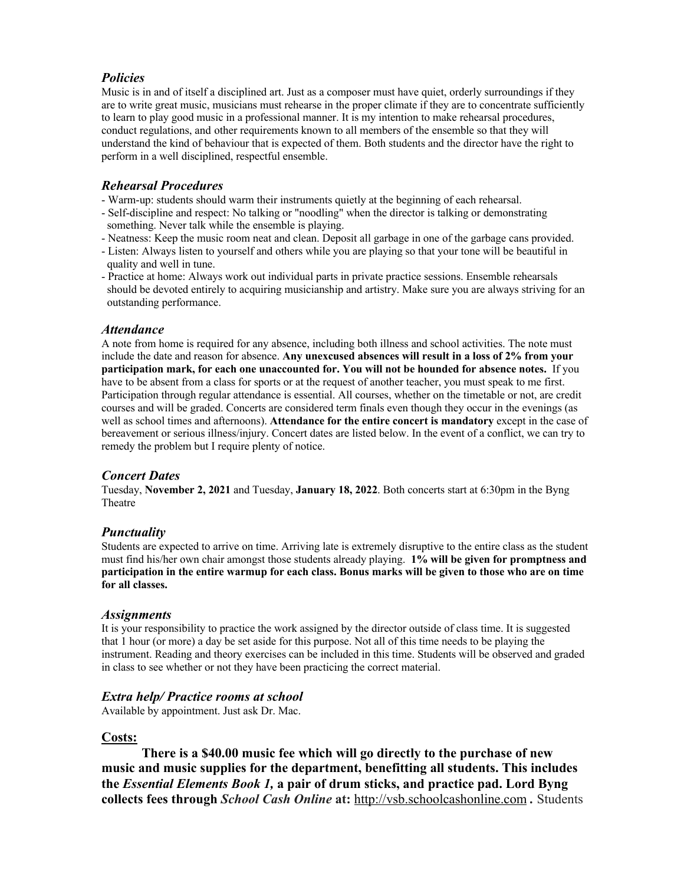### *Policies*

Music is in and of itself a disciplined art. Just as a composer must have quiet, orderly surroundings if they are to write great music, musicians must rehearse in the proper climate if they are to concentrate sufficiently to learn to play good music in a professional manner. It is my intention to make rehearsal procedures, conduct regulations, and other requirements known to all members of the ensemble so that they will understand the kind of behaviour that is expected of them. Both students and the director have the right to perform in a well disciplined, respectful ensemble.

### *Rehearsal Procedures*

- Warm-up: students should warm their instruments quietly at the beginning of each rehearsal.
- Self-discipline and respect: No talking or "noodling" when the director is talking or demonstrating something. Never talk while the ensemble is playing.
- Neatness: Keep the music room neat and clean. Deposit all garbage in one of the garbage cans provided.
- Listen: Always listen to yourself and others while you are playing so that your tone will be beautiful in quality and well in tune.
- Practice at home: Always work out individual parts in private practice sessions. Ensemble rehearsals should be devoted entirely to acquiring musicianship and artistry. Make sure you are always striving for an outstanding performance.

### *Attendance*

A note from home is required for any absence, including both illness and school activities. The note must include the date and reason for absence. **Any unexcused absences will result in a loss of 2% from your participation mark, for each one unaccounted for. You will not be hounded for absence notes.** If you have to be absent from a class for sports or at the request of another teacher, you must speak to me first. Participation through regular attendance is essential. All courses, whether on the timetable or not, are credit courses and will be graded. Concerts are considered term finals even though they occur in the evenings (as well as school times and afternoons). **Attendance for the entire concert is mandatory** except in the case of bereavement or serious illness/injury. Concert dates are listed below. In the event of a conflict, we can try to remedy the problem but I require plenty of notice.

### *Concert Dates*

Tuesday, **November 2, 2021** and Tuesday, **January 18, 2022**. Both concerts start at 6:30pm in the Byng Theatre

### *Punctuality*

Students are expected to arrive on time. Arriving late is extremely disruptive to the entire class as the student must find his/her own chair amongst those students already playing. **1% will be given for promptness and participation in the entire warmup for each class. Bonus marks will be given to those who are on time for all classes.**

### *Assignments*

It is your responsibility to practice the work assigned by the director outside of class time. It is suggested that 1 hour (or more) a day be set aside for this purpose. Not all of this time needs to be playing the instrument. Reading and theory exercises can be included in this time. Students will be observed and graded in class to see whether or not they have been practicing the correct material.

### *Extra help/ Practice rooms at school*

Available by appointment. Just ask Dr. Mac.

### Costs:

**There is a $40.00 music fee which will go directly to the purchase of new music and music supplies for the department, benefitting all students. This includes the *Essential Elements Book 1,* a pair of drum sticks, and practice pad. Lord Byng collects fees through *School Cash Online* at:** http://vsb.schoolcashonline.com **.** Students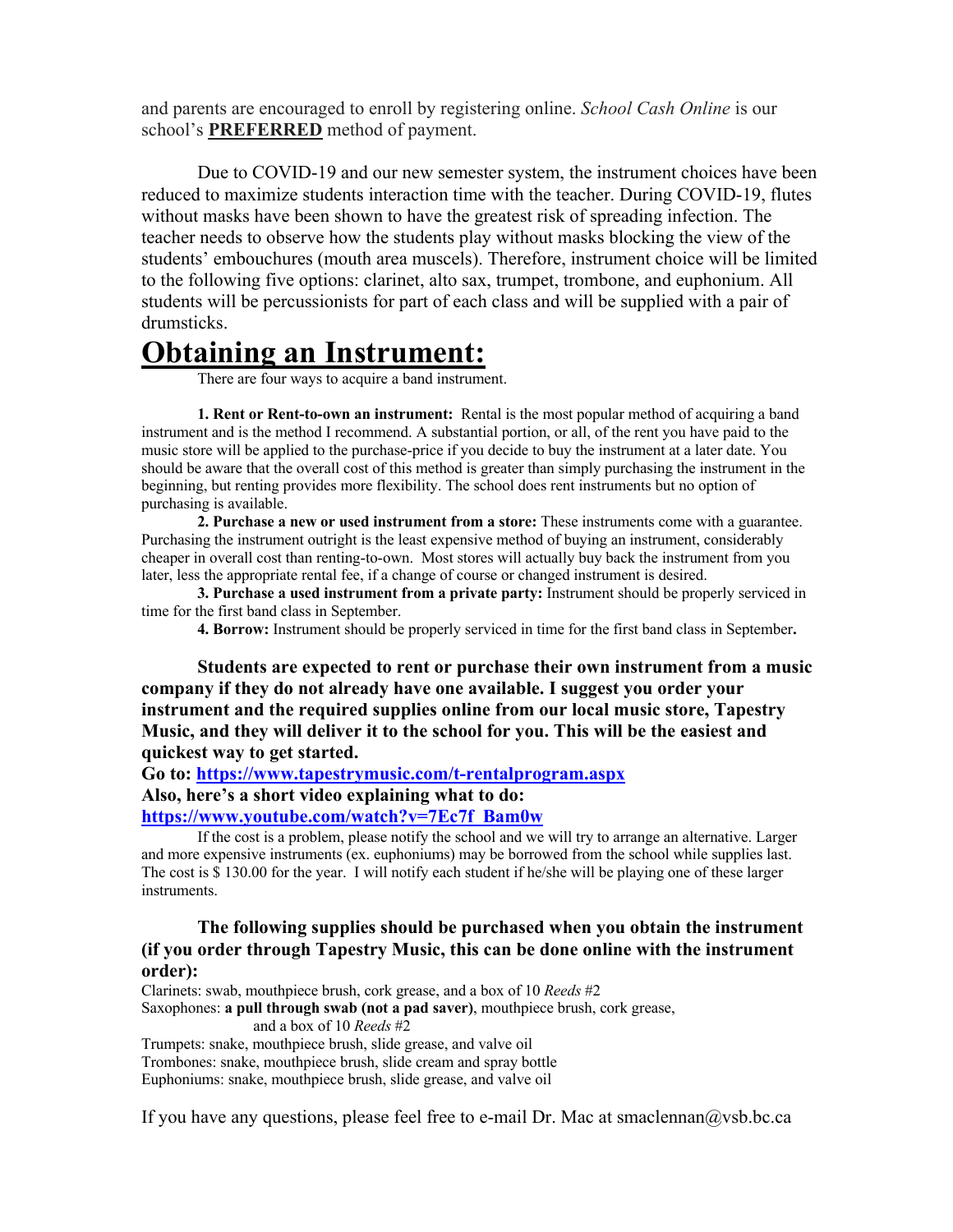and parents are encouraged to enroll by registering online. *School Cash Online* is our school's **PREFERRED** method of payment.

Due to COVID-19 and our new semester system, the instrument choices have been reduced to maximize students interaction time with the teacher. During COVID-19, flutes without masks have been shown to have the greatest risk of spreading infection. The teacher needs to observe how the students play without masks blocking the view of the students' embouchures (mouth area muscels). Therefore, instrument choice will be limited to the following five options: clarinet, alto sax, trumpet, trombone, and euphonium. All students will be percussionists for part of each class and will be supplied with a pair of drumsticks.

# Obtaining an Instrument:

There are four ways to acquire a band instrument.

**1. Rent or Rent-to-own an instrument:** Rental is the most popular method of acquiring a band instrument and is the method I recommend. A substantial portion, or all, of the rent you have paid to the music store will be applied to the purchase-price if you decide to buy the instrument at a later date. You should be aware that the overall cost of this method is greater than simply purchasing the instrument in the beginning, but renting provides more flexibility. The school does rent instruments but no option of purchasing is available.

**2. Purchase a new or used instrument from a store:** These instruments come with a guarantee. Purchasing the instrument outright is the least expensive method of buying an instrument, considerably cheaper in overall cost than renting-to-own. Most stores will actually buy back the instrument from you later, less the appropriate rental fee, if a change of course or changed instrument is desired.

**3. Purchase a used instrument from a private party:** Instrument should be properly serviced in time for the first band class in September.

**4. Borrow:** Instrument should be properly serviced in time for the first band class in September.

**Students are expected to rent or purchase their own instrument from a music company if they do not already have one available. I suggest you order your instrument and the required supplies online from our local music store, Tapestry Music, and they will deliver it to the school for you. This will be the easiest and quickest way to get started.**

**Go to: https://www.tapestrymusic.com/t-rentalprogram.aspx**

**Also, here's a short video explaining what to do:**
**https://www.youtube.com/watch?v=7Ec7f_Bam0w**

If the cost is a problem, please notify the school and we will try to arrange an alternative. Larger and more expensive instruments (ex. euphoniums) may be borrowed from the school while supplies last. The cost is $ 130.00 for the year. I will notify each student if he/she will be playing one of these larger instruments.

**The following supplies should be purchased when you obtain the instrument (if you order through Tapestry Music, this can be done online with the instrument order):**

Clarinets: swab, mouthpiece brush, cork grease, and a box of 10 *Reeds* #2
Saxophones: **a pull through swab (not a pad saver)**, mouthpiece brush, cork grease, and a box of 10 *Reeds* #2
Trumpets: snake, mouthpiece brush, slide grease, and valve oil
Trombones: snake, mouthpiece brush, slide cream and spray bottle
Euphoniums: snake, mouthpiece brush, slide grease, and valve oil

If you have any questions, please feel free to e-mail Dr. Mac at smaclennan@vsb.bc.ca